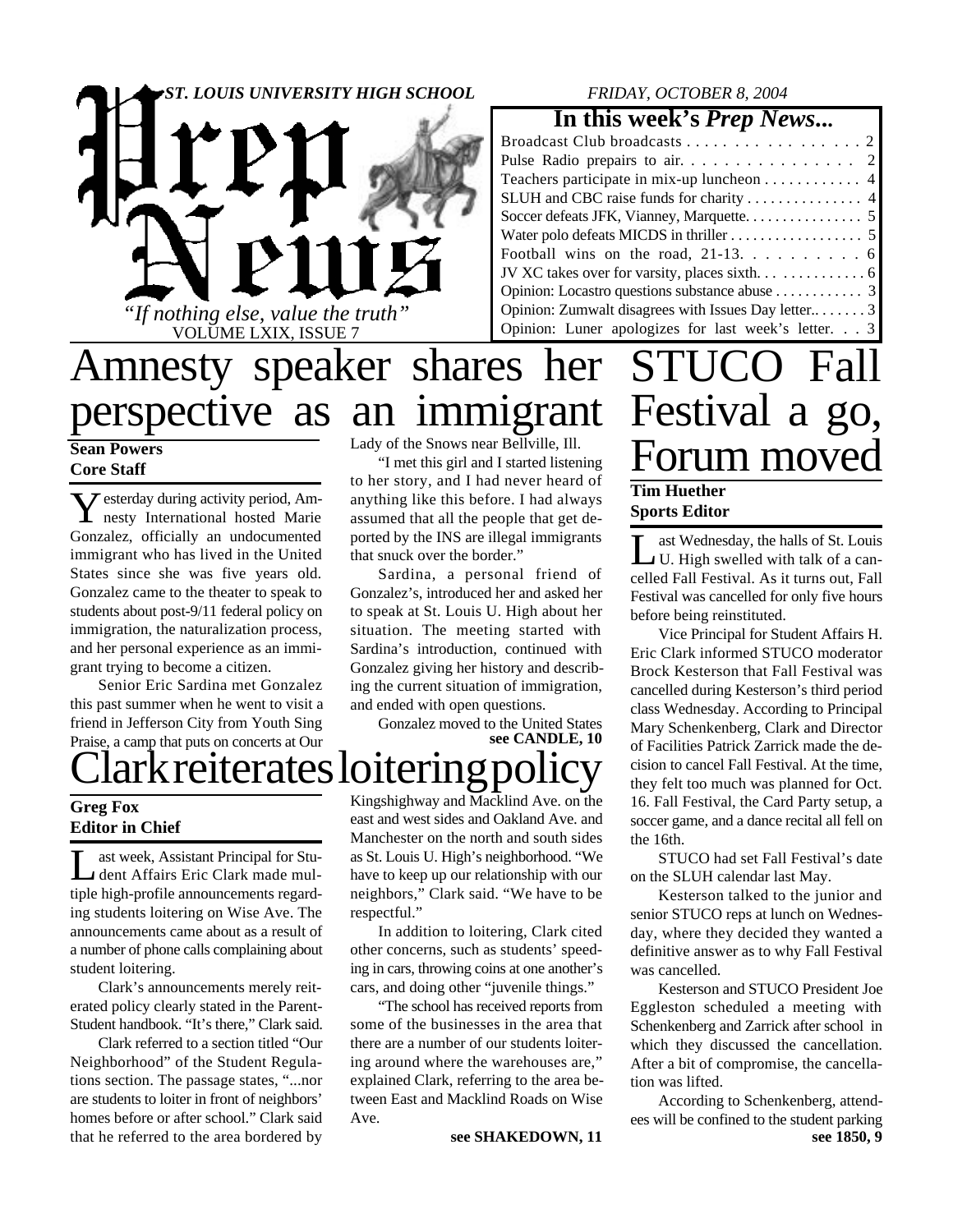# Prep News

*ST. LOUIS UNIVERSITY HIGH SCHOOL*

*FRIDAY, OCTOBER 8, 2004*

*"If nothing else, value the truth"*

VOLUME LXIX, ISSUE 7

## In this week's *Prep News...*

| | |
|---|---|
| Broadcast Club broadcasts | 2 |
| Pulse Radio prepairs to air | 2 |
| Teachers participate in mix-up luncheon | 4 |
| SLUH and CBC raise funds for charity | 4 |
| Soccer defeats JFK, Vianney, Marquette | 5 |
| Water polo defeats MICDS in thriller | 5 |
| Football wins on the road, 21-13 | 6 |
| JV XC takes over for varsity, places sixth | 6 |
| Opinion: Locastro questions substance abuse | 3 |
| Opinion: Zumwalt disagrees with Issues Day letter. | 3 |
| Opinion: Luner apologizes for last week's letter. | 3 |

# Amnesty speaker shares her perspective as an immigrant

**Sean Powers**
**Core Staff**

Yesterday during activity period, Amnesty International hosted Marie Gonzalez, officially an undocumented immigrant who has lived in the United States since she was five years old. Gonzalez came to the theater to speak to students about post-9/11 federal policy on immigration, the naturalization process, and her personal experience as an immigrant trying to become a citizen.

Senior Eric Sardina met Gonzalez this past summer when he went to visit a friend in Jefferson City from Youth Sing Praise, a camp that puts on concerts at Our Lady of the Snows near Bellville, Ill.

"I met this girl and I started listening to her story, and I had never heard of anything like this before. I had always assumed that all the people that get deported by the INS are illegal immigrants that snuck over the border."

Sardina, a personal friend of Gonzalez's, introduced her and asked her to speak at St. Louis U. High about her situation. The meeting started with Sardina's introduction, continued with Gonzalez giving her history and describing the current situation of immigration, and ended with open questions.

Gonzalez moved to the United States

**see CANDLE, 10**

# STUCO Fall Festival a go, Forum moved

**Tim Huether**
**Sports Editor**

Last Wednesday, the halls of St. Louis U. High swelled with talk of a cancelled Fall Festival. As it turns out, Fall Festival was cancelled for only five hours before being reinstituted.

Vice Principal for Student Affairs H. Eric Clark informed STUCO moderator Brock Kesterson that Fall Festival was cancelled during Kesterson's third period class Wednesday. According to Principal Mary Schenkenberg, Clark and Director of Facilities Patrick Zarrick made the decision to cancel Fall Festival. At the time, they felt too much was planned for Oct. 16. Fall Festival, the Card Party setup, a soccer game, and a dance recital all fell on the 16th.

STUCO had set Fall Festival's date on the SLUH calendar last May.

Kesterson talked to the junior and senior STUCO reps at lunch on Wednesday, where they decided they wanted a definitive answer as to why Fall Festival was cancelled.

Kesterson and STUCO President Joe Eggleston scheduled a meeting with Schenkenberg and Zarrick after school in which they discussed the cancellation. After a bit of compromise, the cancellation was lifted.

According to Schenkenberg, attendees will be confined to the student parking

**see 1850, 9**

# Clark reiterates loitering policy

**Greg Fox**
**Editor in Chief**

Last week, Assistant Principal for Student Affairs Eric Clark made multiple high-profile announcements regarding students loitering on Wise Ave. The announcements came about as a result of a number of phone calls complaining about student loitering.

Clark's announcements merely reiterated policy clearly stated in the Parent-Student handbook. "It's there," Clark said.

Clark referred to a section titled "Our Neighborhood" of the Student Regulations section. The passage states, "...nor are students to loiter in front of neighbors' homes before or after school." Clark said that he referred to the area bordered by Kingshighway and Macklind Ave. on the east and west sides and Oakland Ave. and Manchester on the north and south sides as St. Louis U. High's neighborhood. "We have to keep up our relationship with our neighbors," Clark said. "We have to be respectful."

In addition to loitering, Clark cited other concerns, such as students' speeding in cars, throwing coins at one another's cars, and doing other "juvenile things."

"The school has received reports from some of the businesses in the area that there are a number of our students loitering around where the warehouses are," explained Clark, referring to the area between East and Macklind Roads on Wise Ave.

**see SHAKEDOWN, 11**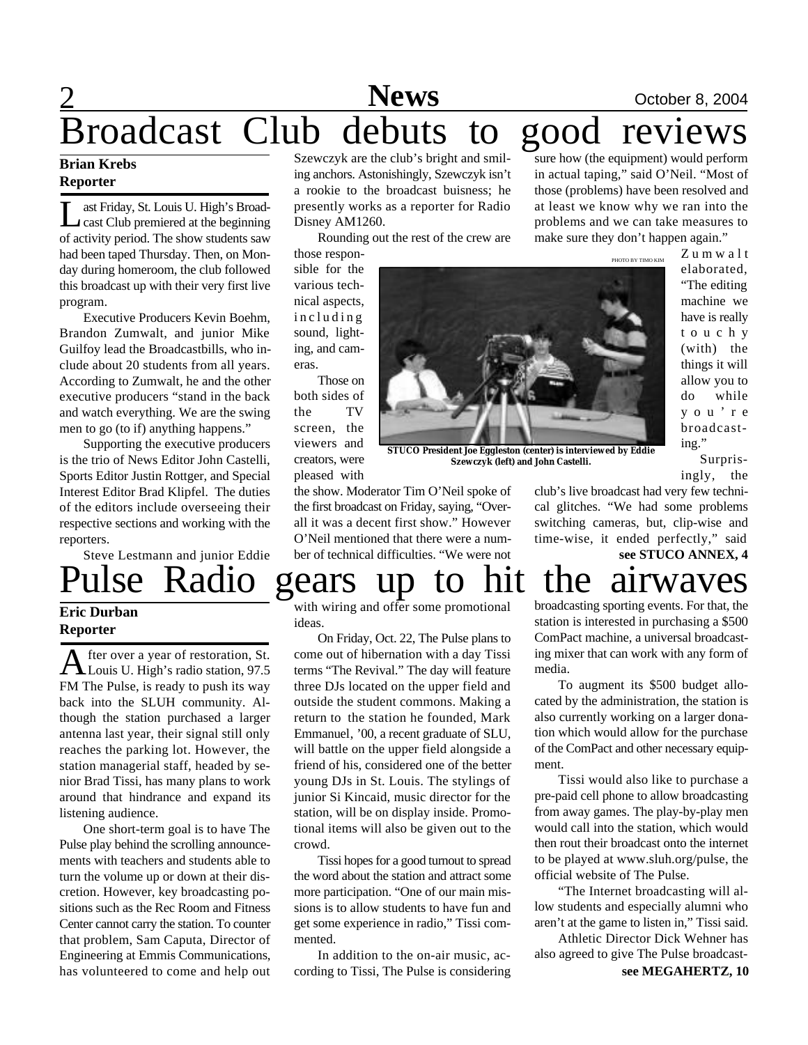# Broadcast Club debuts to good reviews

**Brian Krebs**
**Reporter**

Last Friday, St. Louis U. High's Broadcast Club premiered at the beginning of activity period. The show students saw had been taped Thursday. Then, on Monday during homeroom, the club followed this broadcast up with their very first live program.

Executive Producers Kevin Boehm, Brandon Zumwalt, and junior Mike Guilfoy lead the Broadcastbills, who include about 20 students from all years. According to Zumwalt, he and the other executive producers "stand in the back and watch everything. We are the swing men to go (to if) anything happens."

Supporting the executive producers is the trio of News Editor John Castelli, Sports Editor Justin Rottger, and Special Interest Editor Brad Klipfel. The duties of the editors include overseeing their respective sections and working with the reporters.

Steve Lestmann and junior Eddie Szewczyk are the club's bright and smiling anchors. Astonishingly, Szewczyk isn't a rookie to the broadcast buisness; he presently works as a reporter for Radio Disney AM1260.

Rounding out the rest of the crew are those responsible for the various technical aspects, including sound, lighting, and cameras.

Those on both sides of the TV screen, the viewers and creators, were pleased with the show. Moderator Tim O'Neil spoke of the first broadcast on Friday, saying, "Overall it was a decent first show." However O'Neil mentioned that there were a number of technical difficulties. "We were not sure how (the equipment) would perform in actual taping," said O'Neil. "Most of those (problems) have been resolved and at least we know why we ran into the problems and we can take measures to make sure they don't happen again."

PHOTO BY TIMO KIM

**STUCO President Joe Eggleston (center) is interviewed by Eddie Szewczyk (left) and John Castelli.**

Zumwalt elaborated, "The editing machine we have is really touchy (with) the things it will allow you to do while you're broadcasting."

Surprisingly, the club's live broadcast had very few technical glitches. "We had some problems switching cameras, but, clip-wise and time-wise, it ended perfectly," said

**see STUCO ANNEX, 4**

# Pulse Radio gears up to hit the airwaves

**Eric Durban**
**Reporter**

After over a year of restoration, St. Louis U. High's radio station, 97.5 FM The Pulse, is ready to push its way back into the SLUH community. Although the station purchased a larger antenna last year, their signal still only reaches the parking lot. However, the station managerial staff, headed by senior Brad Tissi, has many plans to work around that hindrance and expand its listening audience.

One short-term goal is to have The Pulse play behind the scrolling announcements with teachers and students able to turn the volume up or down at their discretion. However, key broadcasting positions such as the Rec Room and Fitness Center cannot carry the station. To counter that problem, Sam Caputa, Director of Engineering at Emmis Communications, has volunteered to come and help out with wiring and offer some promotional ideas.

On Friday, Oct. 22, The Pulse plans to come out of hibernation with a day Tissi terms "The Revival." The day will feature three DJs located on the upper field and outside the student commons. Making a return to the station he founded, Mark Emmanuel, '00, a recent graduate of SLU, will battle on the upper field alongside a friend of his, considered one of the better young DJs in St. Louis. The stylings of junior Si Kincaid, music director for the station, will be on display inside. Promotional items will also be given out to the crowd.

Tissi hopes for a good turnout to spread the word about the station and attract some more participation. "One of our main missions is to allow students to have fun and get some experience in radio," Tissi commented.

In addition to the on-air music, according to Tissi, The Pulse is considering broadcasting sporting events. For that, the station is interested in purchasing a $500 ComPact machine, a universal broadcasting mixer that can work with any form of media.

To augment its $500 budget allocated by the administration, the station is also currently working on a larger donation which would allow for the purchase of the ComPact and other necessary equipment.

Tissi would also like to purchase a pre-paid cell phone to allow broadcasting from away games. The play-by-play men would call into the station, which would then rout their broadcast onto the internet to be played at www.sluh.org/pulse, the official website of The Pulse.

"The Internet broadcasting will allow students and especially alumni who aren't at the game to listen in," Tissi said.

Athletic Director Dick Wehner has also agreed to give The Pulse broadcast-

**see MEGAHERTZ, 10**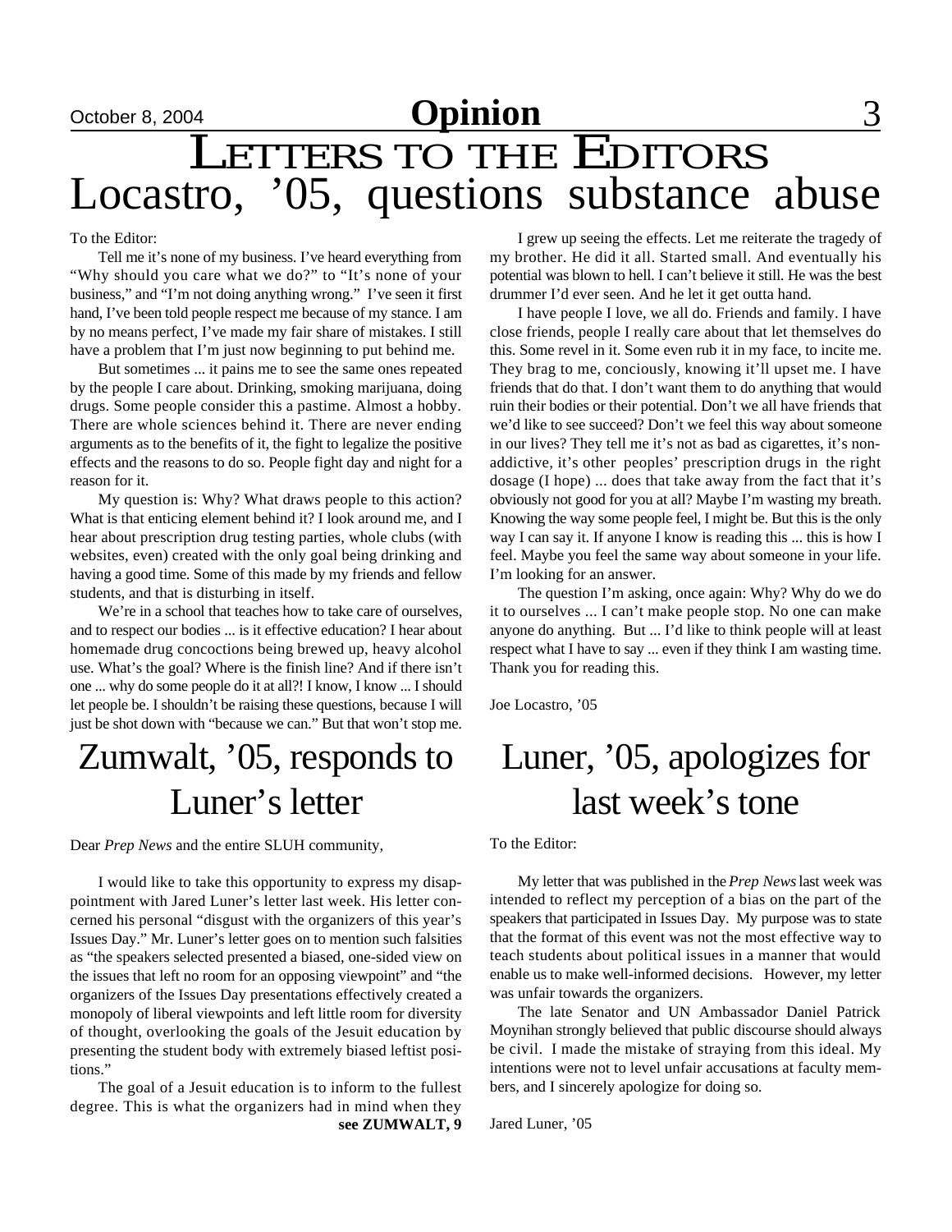# Opinion

# LETTERS TO THE EDITORS

## Locastro, '05, questions substance abuse

To the Editor:

Tell me it's none of my business. I've heard everything from "Why should you care what we do?" to "It's none of your business," and "I'm not doing anything wrong." I've seen it first hand, I've been told people respect me because of my stance. I am by no means perfect, I've made my fair share of mistakes. I still have a problem that I'm just now beginning to put behind me.

But sometimes ... it pains me to see the same ones repeated by the people I care about. Drinking, smoking marijuana, doing drugs. Some people consider this a pastime. Almost a hobby. There are whole sciences behind it. There are never ending arguments as to the benefits of it, the fight to legalize the positive effects and the reasons to do so. People fight day and night for a reason for it.

My question is: Why? What draws people to this action? What is that enticing element behind it? I look around me, and I hear about prescription drug testing parties, whole clubs (with websites, even) created with the only goal being drinking and having a good time. Some of this made by my friends and fellow students, and that is disturbing in itself.

We're in a school that teaches how to take care of ourselves, and to respect our bodies ... is it effective education? I hear about homemade drug concoctions being brewed up, heavy alcohol use. What's the goal? Where is the finish line? And if there isn't one ... why do some people do it at all?! I know, I know ... I should let people be. I shouldn't be raising these questions, because I will just be shot down with "because we can." But that won't stop me.

I grew up seeing the effects. Let me reiterate the tragedy of my brother. He did it all. Started small. And eventually his potential was blown to hell. I can't believe it still. He was the best drummer I'd ever seen. And he let it get outta hand.

I have people I love, we all do. Friends and family. I have close friends, people I really care about that let themselves do this. Some revel in it. Some even rub it in my face, to incite me. They brag to me, conciously, knowing it'll upset me. I have friends that do that. I don't want them to do anything that would ruin their bodies or their potential. Don't we all have friends that we'd like to see succeed? Don't we feel this way about someone in our lives? They tell me it's not as bad as cigarettes, it's non-addictive, it's other peoples' prescription drugs in the right dosage (I hope) ... does that take away from the fact that it's obviously not good for you at all? Maybe I'm wasting my breath. Knowing the way some people feel, I might be. But this is the only way I can say it. If anyone I know is reading this ... this is how I feel. Maybe you feel the same way about someone in your life. I'm looking for an answer.

The question I'm asking, once again: Why? Why do we do it to ourselves ... I can't make people stop. No one can make anyone do anything. But ... I'd like to think people will at least respect what I have to say ... even if they think I am wasting time. Thank you for reading this.

Joe Locastro, '05

## Zumwalt, '05, responds to Luner's letter

Dear *Prep News* and the entire SLUH community,

I would like to take this opportunity to express my disappointment with Jared Luner's letter last week. His letter concerned his personal "disgust with the organizers of this year's Issues Day." Mr. Luner's letter goes on to mention such falsities as "the speakers selected presented a biased, one-sided view on the issues that left no room for an opposing viewpoint" and "the organizers of the Issues Day presentations effectively created a monopoly of liberal viewpoints and left little room for diversity of thought, overlooking the goals of the Jesuit education by presenting the student body with extremely biased leftist positions."

The goal of a Jesuit education is to inform to the fullest degree. This is what the organizers had in mind when they

**see ZUMWALT, 9**

## Luner, '05, apologizes for last week's tone

To the Editor:

My letter that was published in the *Prep News* last week was intended to reflect my perception of a bias on the part of the speakers that participated in Issues Day. My purpose was to state that the format of this event was not the most effective way to teach students about political issues in a manner that would enable us to make well-informed decisions. However, my letter was unfair towards the organizers.

The late Senator and UN Ambassador Daniel Patrick Moynihan strongly believed that public discourse should always be civil. I made the mistake of straying from this ideal. My intentions were not to level unfair accusations at faculty members, and I sincerely apologize for doing so.

Jared Luner, '05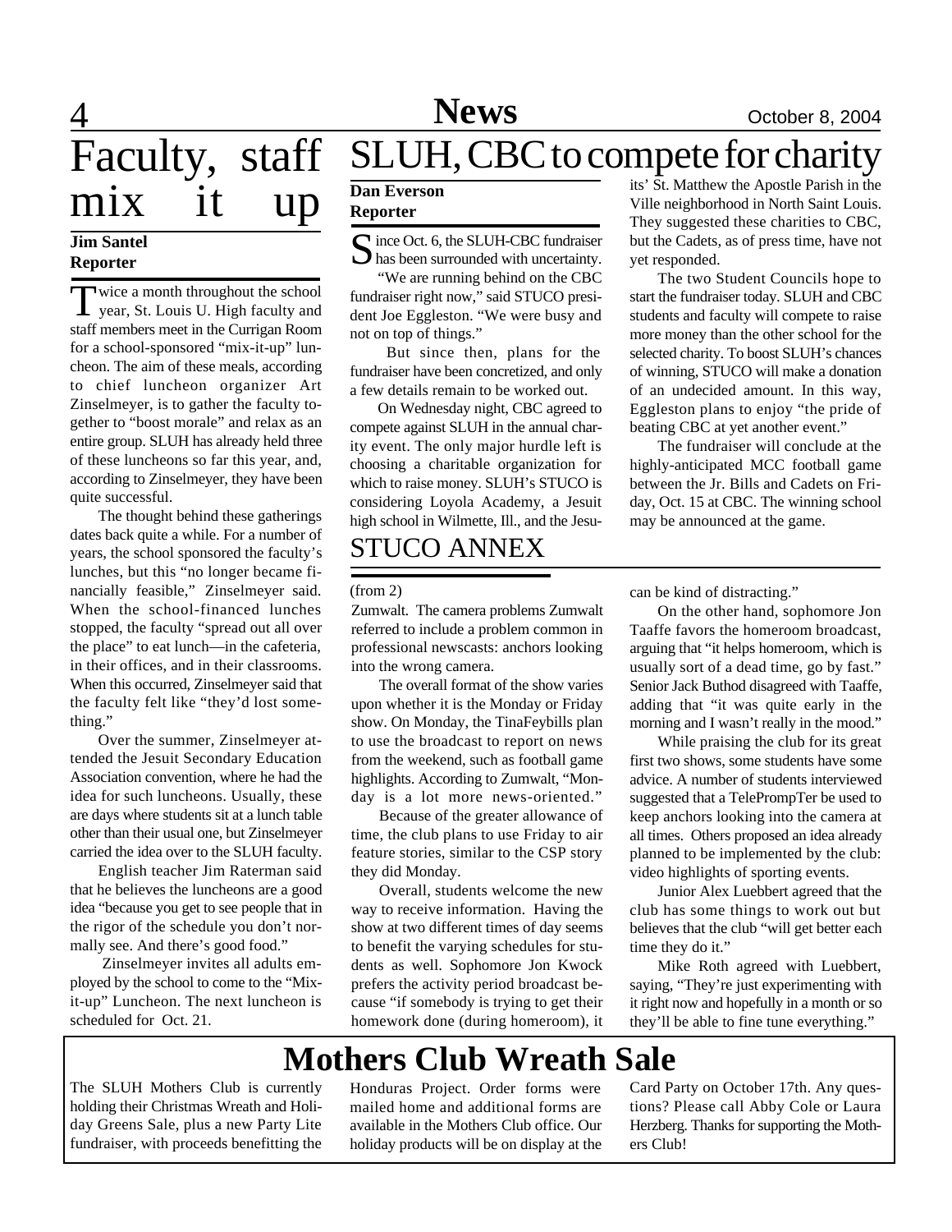# Faculty, staff mix it up

**Jim Santel**
**Reporter**

Twice a month throughout the school year, St. Louis U. High faculty and staff members meet in the Currigan Room for a school-sponsored "mix-it-up" luncheon. The aim of these meals, according to chief luncheon organizer Art Zinselmeyer, is to gather the faculty together to "boost morale" and relax as an entire group. SLUH has already held three of these luncheons so far this year, and, according to Zinselmeyer, they have been quite successful.

The thought behind these gatherings dates back quite a while. For a number of years, the school sponsored the faculty's lunches, but this "no longer became financially feasible," Zinselmeyer said. When the school-financed lunches stopped, the faculty "spread out all over the place" to eat lunch—in the cafeteria, in their offices, and in their classrooms. When this occurred, Zinselmeyer said that the faculty felt like "they'd lost something."

Over the summer, Zinselmeyer attended the Jesuit Secondary Education Association convention, where he had the idea for such luncheons. Usually, these are days where students sit at a lunch table other than their usual one, but Zinselmeyer carried the idea over to the SLUH faculty.

English teacher Jim Raterman said that he believes the luncheons are a good idea "because you get to see people that in the rigor of the schedule you don't normally see. And there's good food."

Zinselmeyer invites all adults employed by the school to come to the "Mix-it-up" Luncheon. The next luncheon is scheduled for Oct. 21.

# SLUH, CBC to compete for charity

**Dan Everson**
**Reporter**

Since Oct. 6, the SLUH-CBC fundraiser has been surrounded with uncertainty.

"We are running behind on the CBC fundraiser right now," said STUCO president Joe Eggleston. "We were busy and not on top of things."

But since then, plans for the fundraiser have been concretized, and only a few details remain to be worked out.

On Wednesday night, CBC agreed to compete against SLUH in the annual charity event. The only major hurdle left is choosing a charitable organization for which to raise money. SLUH's STUCO is considering Loyola Academy, a Jesuit high school in Wilmette, Ill., and the Jesuits' St. Matthew the Apostle Parish in the Ville neighborhood in North Saint Louis. They suggested these charities to CBC, but the Cadets, as of press time, have not yet responded.

The two Student Councils hope to start the fundraiser today. SLUH and CBC students and faculty will compete to raise more money than the other school for the selected charity. To boost SLUH's chances of winning, STUCO will make a donation of an undecided amount. In this way, Eggleston plans to enjoy "the pride of beating CBC at yet another event."

The fundraiser will conclude at the highly-anticipated MCC football game between the Jr. Bills and Cadets on Friday, Oct. 15 at CBC. The winning school may be announced at the game.

# STUCO ANNEX

(from 2)

Zumwalt. The camera problems Zumwalt referred to include a problem common in professional newscasts: anchors looking into the wrong camera.

The overall format of the show varies upon whether it is the Monday or Friday show. On Monday, the TinaFeybills plan to use the broadcast to report on news from the weekend, such as football game highlights. According to Zumwalt, "Monday is a lot more news-oriented."

Because of the greater allowance of time, the club plans to use Friday to air feature stories, similar to the CSP story they did Monday.

Overall, students welcome the new way to receive information. Having the show at two different times of day seems to benefit the varying schedules for students as well. Sophomore Jon Kwock prefers the activity period broadcast because "if somebody is trying to get their homework done (during homeroom), it can be kind of distracting."

On the other hand, sophomore Jon Taaffe favors the homeroom broadcast, arguing that "it helps homeroom, which is usually sort of a dead time, go by fast." Senior Jack Buthod disagreed with Taaffe, adding that "it was quite early in the morning and I wasn't really in the mood."

While praising the club for its great first two shows, some students have some advice. A number of students interviewed suggested that a TelePrompTer be used to keep anchors looking into the camera at all times. Others proposed an idea already planned to be implemented by the club: video highlights of sporting events.

Junior Alex Luebbert agreed that the club has some things to work out but believes that the club "will get better each time they do it."

Mike Roth agreed with Luebbert, saying, "They're just experimenting with it right now and hopefully in a month or so they'll be able to fine tune everything."

# Mothers Club Wreath Sale

The SLUH Mothers Club is currently holding their Christmas Wreath and Holiday Greens Sale, plus a new Party Lite fundraiser, with proceeds benefitting the Honduras Project. Order forms were mailed home and additional forms are available in the Mothers Club office. Our holiday products will be on display at the Card Party on October 17th. Any questions? Please call Abby Cole or Laura Herzberg. Thanks for supporting the Mothers Club!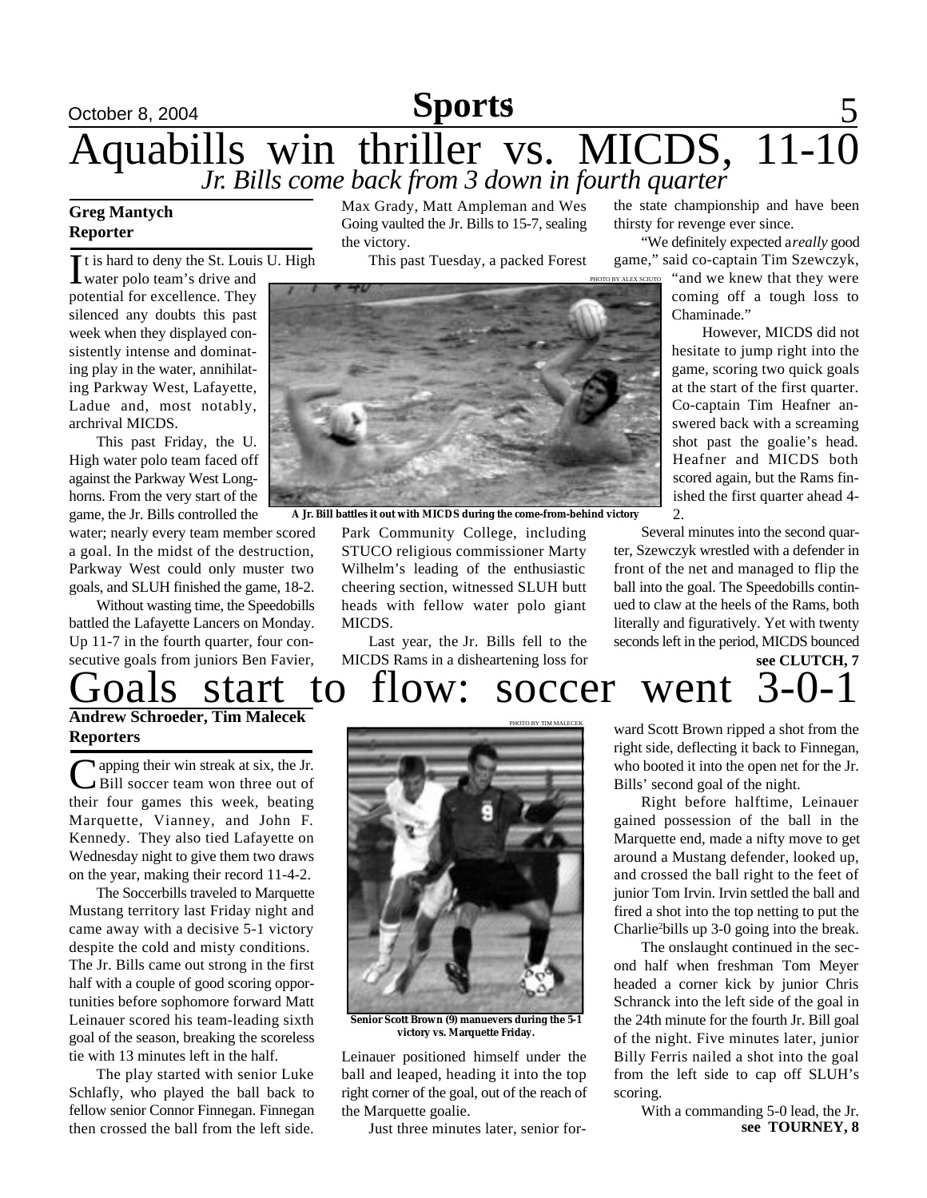# Aquabills win thriller vs. MICDS, 11-10

*Jr. Bills come back from 3 down in fourth quarter*

**Greg Mantych**
**Reporter**

It is hard to deny the St. Louis U. High water polo team's drive and potential for excellence. They silenced any doubts this past week when they displayed consistently intense and dominating play in the water, annihilating Parkway West, Lafayette, Ladue and, most notably, archrival MICDS.

This past Friday, the U. High water polo team faced off against the Parkway West Longhorns. From the very start of the game, the Jr. Bills controlled the water; nearly every team member scored a goal. In the midst of the destruction, Parkway West could only muster two goals, and SLUH finished the game, 18-2.

Without wasting time, the Speedobills battled the Lafayette Lancers on Monday. Up 11-7 in the fourth quarter, four consecutive goals from juniors Ben Favier, Max Grady, Matt Ampleman and Wes Going vaulted the Jr. Bills to 15-7, sealing the victory.

This past Tuesday, a packed Forest Park Community College, including STUCO religious commissioner Marty Wilhelm's leading of the enthusiastic cheering section, witnessed SLUH butt heads with fellow water polo giant MICDS.

PHOTO BY ALEX SCIUTO

A Jr. Bill battles it out with MICDS during the come-from-behind victory

Last year, the Jr. Bills fell to the MICDS Rams in a disheartening loss for the state championship and have been thirsty for revenge ever since.

"We definitely expected a *really* good game," said co-captain Tim Szewczyk, "and we knew that they were coming off a tough loss to Chaminade."

However, MICDS did not hesitate to jump right into the game, scoring two quick goals at the start of the first quarter. Co-captain Tim Heafner answered back with a screaming shot past the goalie's head. Heafner and MICDS both scored again, but the Rams finished the first quarter ahead 4-2.

Several minutes into the second quarter, Szewczyk wrestled with a defender in front of the net and managed to flip the ball into the goal. The Speedobills continued to claw at the heels of the Rams, both literally and figuratively. Yet with twenty seconds left in the period, MICDS bounced

**see CLUTCH, 7**

# Goals start to flow: soccer went 3-0-1

**Andrew Schroeder, Tim Malecek**
**Reporters**

Capping their win streak at six, the Jr. Bill soccer team won three out of their four games this week, beating Marquette, Vianney, and John F. Kennedy. They also tied Lafayette on Wednesday night to give them two draws on the year, making their record 11-4-2.

The Soccerbills traveled to Marquette Mustang territory last Friday night and came away with a decisive 5-1 victory despite the cold and misty conditions. The Jr. Bills came out strong in the first half with a couple of good scoring opportunities before sophomore forward Matt Leinauer scored his team-leading sixth goal of the season, breaking the scoreless tie with 13 minutes left in the half.

The play started with senior Luke Schlafly, who played the ball back to fellow senior Connor Finnegan. Finnegan then crossed the ball from the left side. Leinauer positioned himself under the ball and leaped, heading it into the top right corner of the goal, out of the reach of the Marquette goalie.

PHOTO BY TIM MALECEK

Senior Scott Brown (9) manuevers during the 5-1 victory vs. Marquette Friday.

Just three minutes later, senior forward Scott Brown ripped a shot from the right side, deflecting it back to Finnegan, who booted it into the open net for the Jr. Bills' second goal of the night.

Right before halftime, Leinauer gained possession of the ball in the Marquette end, made a nifty move to get around a Mustang defender, looked up, and crossed the ball right to the feet of junior Tom Irvin. Irvin settled the ball and fired a shot into the top netting to put the Charlie²bills up 3-0 going into the break.

The onslaught continued in the second half when freshman Tom Meyer headed a corner kick by junior Chris Schranck into the left side of the goal in the 24th minute for the fourth Jr. Bill goal of the night. Five minutes later, junior Billy Ferris nailed a shot into the goal from the left side to cap off SLUH's scoring.

With a commanding 5-0 lead, the Jr.

**see TOURNEY, 8**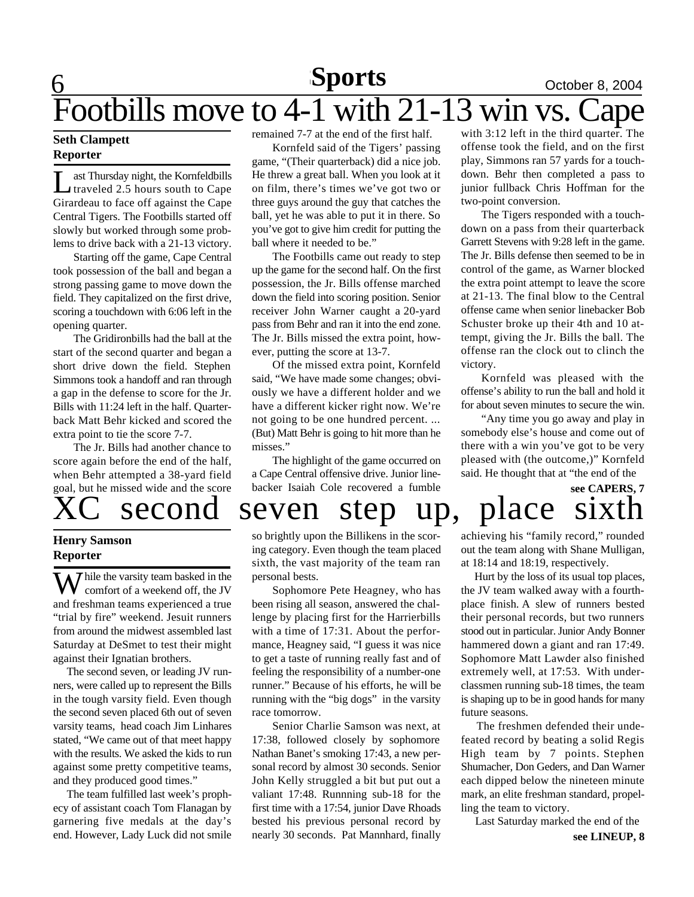# Footbills move to 4-1 with 21-13 win vs. Cape

**Seth Clampett**
**Reporter**

Last Thursday night, the Kornfeldbills traveled 2.5 hours south to Cape Girardeau to face off against the Cape Central Tigers. The Footbills started off slowly but worked through some problems to drive back with a 21-13 victory.

Starting off the game, Cape Central took possession of the ball and began a strong passing game to move down the field. They capitalized on the first drive, scoring a touchdown with 6:06 left in the opening quarter.

The Gridironbills had the ball at the start of the second quarter and began a short drive down the field. Stephen Simmons took a handoff and ran through a gap in the defense to score for the Jr. Bills with 11:24 left in the half. Quarterback Matt Behr kicked and scored the extra point to tie the score 7-7.

The Jr. Bills had another chance to score again before the end of the half, when Behr attempted a 38-yard field goal, but he missed wide and the score remained 7-7 at the end of the first half.

Kornfeld said of the Tigers' passing game, "(Their quarterback) did a nice job. He threw a great ball. When you look at it on film, there's times we've got two or three guys around the guy that catches the ball, yet he was able to put it in there. So you've got to give him credit for putting the ball where it needed to be."

The Footbills came out ready to step up the game for the second half. On the first possession, the Jr. Bills offense marched down the field into scoring position. Senior receiver John Warner caught a 20-yard pass from Behr and ran it into the end zone. The Jr. Bills missed the extra point, however, putting the score at 13-7.

Of the missed extra point, Kornfeld said, "We have made some changes; obviously we have a different holder and we have a different kicker right now. We're not going to be one hundred percent. ... (But) Matt Behr is going to hit more than he misses."

The highlight of the game occurred on a Cape Central offensive drive. Junior linebacker Isaiah Cole recovered a fumble with 3:12 left in the third quarter. The offense took the field, and on the first play, Simmons ran 57 yards for a touchdown. Behr then completed a pass to junior fullback Chris Hoffman for the two-point conversion.

The Tigers responded with a touchdown on a pass from their quarterback Garrett Stevens with 9:28 left in the game. The Jr. Bills defense then seemed to be in control of the game, as Warner blocked the extra point attempt to leave the score at 21-13. The final blow to the Central offense came when senior linebacker Bob Schuster broke up their 4th and 10 attempt, giving the Jr. Bills the ball. The offense ran the clock out to clinch the victory.

Kornfeld was pleased with the offense's ability to run the ball and hold it for about seven minutes to secure the win.

"Any time you go away and play in somebody else's house and come out of there with a win you've got to be very pleased with (the outcome,)" Kornfeld said. He thought that at "the end of the

**see CAPERS, 7**

# XC second seven step up, place sixth

**Henry Samson**
**Reporter**

While the varsity team basked in the comfort of a weekend off, the JV and freshman teams experienced a true "trial by fire" weekend. Jesuit runners from around the midwest assembled last Saturday at DeSmet to test their might against their Ignatian brothers.

The second seven, or leading JV runners, were called up to represent the Bills in the tough varsity field. Even though the second seven placed 6th out of seven varsity teams, head coach Jim Linhares stated, "We came out of that meet happy with the results. We asked the kids to run against some pretty competitive teams, and they produced good times."

The team fulfilled last week's prophecy of assistant coach Tom Flanagan by garnering five medals at the day's end. However, Lady Luck did not smile so brightly upon the Billikens in the scoring category. Even though the team placed sixth, the vast majority of the team ran personal bests.

Sophomore Pete Heagney, who has been rising all season, answered the challenge by placing first for the Harrierbills with a time of 17:31. About the performance, Heagney said, "I guess it was nice to get a taste of running really fast and of feeling the responsibility of a number-one runner." Because of his efforts, he will be running with the "big dogs" in the varsity race tomorrow.

Senior Charlie Samson was next, at 17:38, followed closely by sophomore Nathan Banet's smoking 17:43, a new personal record by almost 30 seconds. Senior John Kelly struggled a bit but put out a valiant 17:48. Runnning sub-18 for the first time with a 17:54, junior Dave Rhoads bested his previous personal record by nearly 30 seconds. Pat Mannhard, finally achieving his "family record," rounded out the team along with Shane Mulligan, at 18:14 and 18:19, respectively.

Hurt by the loss of its usual top places, the JV team walked away with a fourth-place finish. A slew of runners bested their personal records, but two runners stood out in particular. Junior Andy Bonner hammered down a giant and ran 17:49. Sophomore Matt Lawder also finished extremely well, at 17:53. With underclassmen running sub-18 times, the team is shaping up to be in good hands for many future seasons.

The freshmen defended their undefeated record by beating a solid Regis High team by 7 points. Stephen Shumacher, Don Geders, and Dan Warner each dipped below the nineteen minute mark, an elite freshman standard, propelling the team to victory.

Last Saturday marked the end of the

**see LINEUP, 8**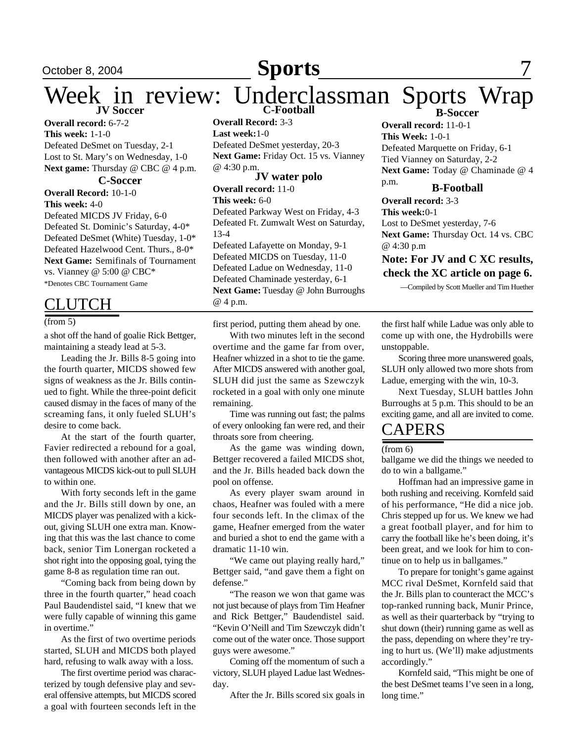# Week in review: Underclassman Sports Wrap

### JV Soccer

**Overall record:** 6-7-2
**This week:** 1-1-0
Defeated DeSmet on Tuesday, 2-1
Lost to St. Mary's on Wednesday, 1-0
**Next game:** Thursday @ CBC @ 4 p.m.

### C-Soccer

**Overall Record:** 10-1-0
**This week:** 4-0
Defeated MICDS JV Friday, 6-0
Defeated St. Dominic's Saturday, 4-0*
Defeated DeSmet (White) Tuesday, 1-0*
Defeated Hazelwood Cent. Thurs., 8-0*
**Next Game:** Semifinals of Tournament vs. Vianney @ 5:00 @ CBC*
*Denotes CBC Tournament Game

### C-Football

**Overall Record:** 3-3
**Last week:** 1-0
Defeated DeSmet yesterday, 20-3
**Next Game:** Friday Oct. 15 vs. Vianney @ 4:30 p.m.

### JV water polo

**Overall record:** 11-0
**This week:** 6-0
Defeated Parkway West on Friday, 4-3
Defeated Ft. Zumwalt West on Saturday, 13-4
Defeated Lafayette on Monday, 9-1
Defeated MICDS on Tuesday, 11-0
Defeated Ladue on Wednesday, 11-0
Defeated Chaminade yesterday, 6-1
**Next Game:** Tuesday @ John Burroughs @ 4 p.m.

### B-Soccer

**Overall record:** 11-0-1
**This Week:** 1-0-1
Defeated Marquette on Friday, 6-1
Tied Vianney on Saturday, 2-2
**Next Game:** Today @ Chaminade @ 4 p.m.

### B-Football

**Overall record:** 3-3
**This week:** 0-1
Lost to DeSmet yesterday, 7-6
**Next Game:** Thursday Oct. 14 vs. CBC @ 4:30 p.m

**Note: For JV and C XC results, check the XC article on page 6.**

—Compiled by Scott Mueller and Tim Huether

## CLUTCH

(from 5)

a shot off the hand of goalie Rick Bettger, maintaining a steady lead at 5-3.

Leading the Jr. Bills 8-5 going into the fourth quarter, MICDS showed few signs of weakness as the Jr. Bills continued to fight. While the three-point deficit caused dismay in the faces of many of the screaming fans, it only fueled SLUH's desire to come back.

At the start of the fourth quarter, Favier redirected a rebound for a goal, then followed with another after an advantageous MICDS kick-out to pull SLUH to within one.

With forty seconds left in the game and the Jr. Bills still down by one, an MICDS player was penalized with a kick-out, giving SLUH one extra man. Knowing that this was the last chance to come back, senior Tim Lonergan rocketed a shot right into the opposing goal, tying the game 8-8 as regulation time ran out.

"Coming back from being down by three in the fourth quarter," head coach Paul Baudendistel said, "I knew that we were fully capable of winning this game in overtime."

As the first of two overtime periods started, SLUH and MICDS both played hard, refusing to walk away with a loss.

The first overtime period was characterized by tough defensive play and several offensive attempts, but MICDS scored a goal with fourteen seconds left in the first period, putting them ahead by one.

With two minutes left in the second overtime and the game far from over, Heafner whizzed in a shot to tie the game. After MICDS answered with another goal, SLUH did just the same as Szewczyk rocketed in a goal with only one minute remaining.

Time was running out fast; the palms of every onlooking fan were red, and their throats sore from cheering.

As the game was winding down, Bettger recovered a failed MICDS shot, and the Jr. Bills headed back down the pool on offense.

As every player swam around in chaos, Heafner was fouled with a mere four seconds left. In the climax of the game, Heafner emerged from the water and buried a shot to end the game with a dramatic 11-10 win.

"We came out playing really hard," Bettger said, "and gave them a fight on defense."

"The reason we won that game was not just because of plays from Tim Heafner and Rick Bettger," Baudendistel said. "Kevin O'Neill and Tim Szewczyk didn't come out of the water once. Those support guys were awesome."

Coming off the momentum of such a victory, SLUH played Ladue last Wednesday.

After the Jr. Bills scored six goals in the first half while Ladue was only able to come up with one, the Hydrobills were unstoppable.

Scoring three more unanswered goals, SLUH only allowed two more shots from Ladue, emerging with the win, 10-3.

Next Tuesday, SLUH battles John Burroughs at 5 p.m. This should to be an exciting game, and all are invited to come.

## CAPERS

(from 6)

ballgame we did the things we needed to do to win a ballgame."

Hoffman had an impressive game in both rushing and receiving. Kornfeld said of his performance, "He did a nice job. Chris stepped up for us. We knew we had a great football player, and for him to carry the football like he's been doing, it's been great, and we look for him to continue on to help us in ballgames."

To prepare for tonight's game against MCC rival DeSmet, Kornfeld said that the Jr. Bills plan to counteract the MCC's top-ranked running back, Munir Prince, as well as their quarterback by "trying to shut down (their) running game as well as the pass, depending on where they're trying to hurt us. (We'll) make adjustments accordingly."

Kornfeld said, "This might be one of the best DeSmet teams I've seen in a long, long time."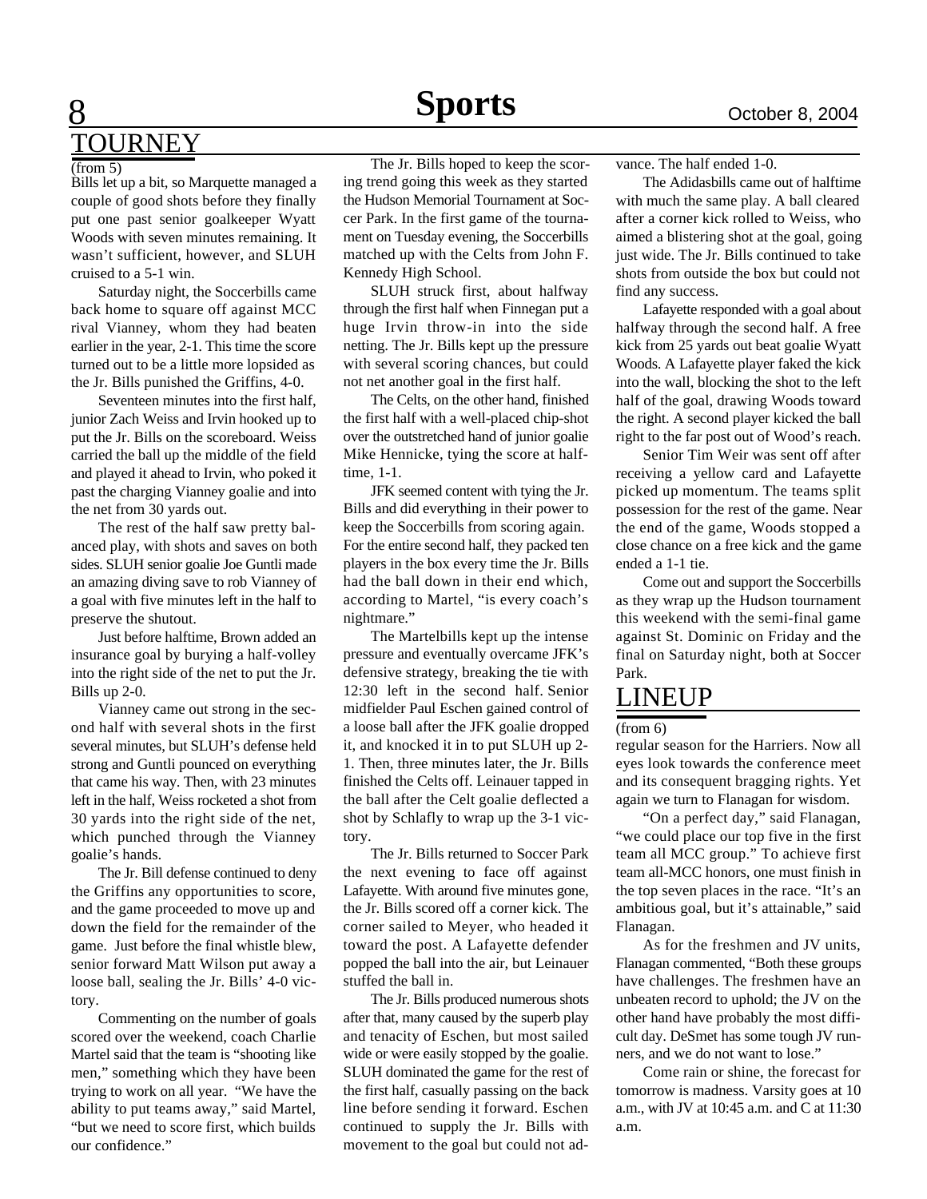## TOURNEY

(from 5)

Bills let up a bit, so Marquette managed a couple of good shots before they finally put one past senior goalkeeper Wyatt Woods with seven minutes remaining. It wasn't sufficient, however, and SLUH cruised to a 5-1 win.

Saturday night, the Soccerbills came back home to square off against MCC rival Vianney, whom they had beaten earlier in the year, 2-1. This time the score turned out to be a little more lopsided as the Jr. Bills punished the Griffins, 4-0.

Seventeen minutes into the first half, junior Zach Weiss and Irvin hooked up to put the Jr. Bills on the scoreboard. Weiss carried the ball up the middle of the field and played it ahead to Irvin, who poked it past the charging Vianney goalie and into the net from 30 yards out.

The rest of the half saw pretty balanced play, with shots and saves on both sides. SLUH senior goalie Joe Guntli made an amazing diving save to rob Vianney of a goal with five minutes left in the half to preserve the shutout.

Just before halftime, Brown added an insurance goal by burying a half-volley into the right side of the net to put the Jr. Bills up 2-0.

Vianney came out strong in the second half with several shots in the first several minutes, but SLUH's defense held strong and Guntli pounced on everything that came his way. Then, with 23 minutes left in the half, Weiss rocketed a shot from 30 yards into the right side of the net, which punched through the Vianney goalie's hands.

The Jr. Bill defense continued to deny the Griffins any opportunities to score, and the game proceeded to move up and down the field for the remainder of the game. Just before the final whistle blew, senior forward Matt Wilson put away a loose ball, sealing the Jr. Bills' 4-0 victory.

Commenting on the number of goals scored over the weekend, coach Charlie Martel said that the team is "shooting like men," something which they have been trying to work on all year. "We have the ability to put teams away," said Martel, "but we need to score first, which builds our confidence."

The Jr. Bills hoped to keep the scoring trend going this week as they started the Hudson Memorial Tournament at Soccer Park. In the first game of the tournament on Tuesday evening, the Soccerbills matched up with the Celts from John F. Kennedy High School.

SLUH struck first, about halfway through the first half when Finnegan put a huge Irvin throw-in into the side netting. The Jr. Bills kept up the pressure with several scoring chances, but could not net another goal in the first half.

The Celts, on the other hand, finished the first half with a well-placed chip-shot over the outstretched hand of junior goalie Mike Hennicke, tying the score at halftime, 1-1.

JFK seemed content with tying the Jr. Bills and did everything in their power to keep the Soccerbills from scoring again. For the entire second half, they packed ten players in the box every time the Jr. Bills had the ball down in their end which, according to Martel, "is every coach's nightmare."

The Martelbills kept up the intense pressure and eventually overcame JFK's defensive strategy, breaking the tie with 12:30 left in the second half. Senior midfielder Paul Eschen gained control of a loose ball after the JFK goalie dropped it, and knocked it in to put SLUH up 2-1. Then, three minutes later, the Jr. Bills finished the Celts off. Leinauer tapped in the ball after the Celt goalie deflected a shot by Schlafly to wrap up the 3-1 victory.

The Jr. Bills returned to Soccer Park the next evening to face off against Lafayette. With around five minutes gone, the Jr. Bills scored off a corner kick. The corner sailed to Meyer, who headed it toward the post. A Lafayette defender popped the ball into the air, but Leinauer stuffed the ball in.

The Jr. Bills produced numerous shots after that, many caused by the superb play and tenacity of Eschen, but most sailed wide or were easily stopped by the goalie. SLUH dominated the game for the rest of the first half, casually passing on the back line before sending it forward. Eschen continued to supply the Jr. Bills with movement to the goal but could not advance. The half ended 1-0.

The Adidasbills came out of halftime with much the same play. A ball cleared after a corner kick rolled to Weiss, who aimed a blistering shot at the goal, going just wide. The Jr. Bills continued to take shots from outside the box but could not find any success.

Lafayette responded with a goal about halfway through the second half. A free kick from 25 yards out beat goalie Wyatt Woods. A Lafayette player faked the kick into the wall, blocking the shot to the left half of the goal, drawing Woods toward the right. A second player kicked the ball right to the far post out of Wood's reach.

Senior Tim Weir was sent off after receiving a yellow card and Lafayette picked up momentum. The teams split possession for the rest of the game. Near the end of the game, Woods stopped a close chance on a free kick and the game ended a 1-1 tie.

Come out and support the Soccerbills as they wrap up the Hudson tournament this weekend with the semi-final game against St. Dominic on Friday and the final on Saturday night, both at Soccer Park.

## LINEUP

(from 6)

regular season for the Harriers. Now all eyes look towards the conference meet and its consequent bragging rights. Yet again we turn to Flanagan for wisdom.

"On a perfect day," said Flanagan, "we could place our top five in the first team all MCC group." To achieve first team all-MCC honors, one must finish in the top seven places in the race. "It's an ambitious goal, but it's attainable," said Flanagan.

As for the freshmen and JV units, Flanagan commented, "Both these groups have challenges. The freshmen have an unbeaten record to uphold; the JV on the other hand have probably the most difficult day. DeSmet has some tough JV runners, and we do not want to lose."

Come rain or shine, the forecast for tomorrow is madness. Varsity goes at 10 a.m., with JV at 10:45 a.m. and C at 11:30 a.m.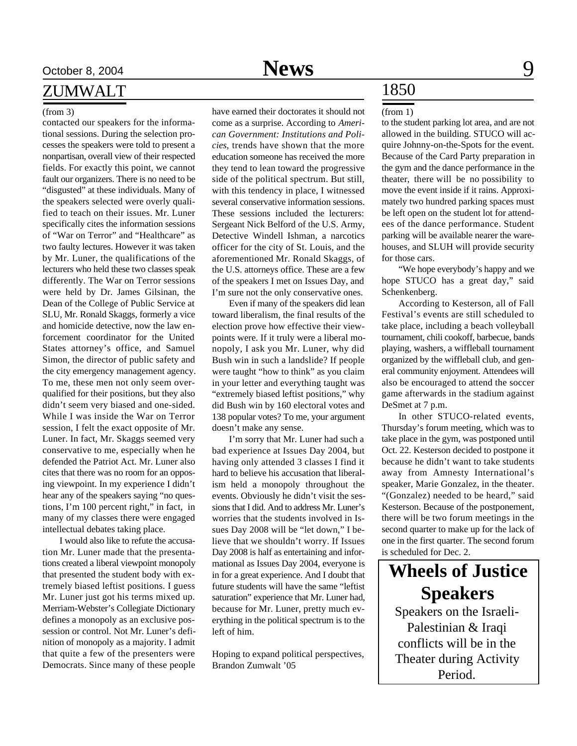## ZUMWALT

(from 3)

contacted our speakers for the informational sessions. During the selection processes the speakers were told to present a nonpartisan, overall view of their respected fields. For exactly this point, we cannot fault our organizers. There is no need to be "disgusted" at these individuals. Many of the speakers selected were overly qualified to teach on their issues. Mr. Luner specifically cites the information sessions of "War on Terror" and "Healthcare" as two faulty lectures. However it was taken by Mr. Luner, the qualifications of the lecturers who held these two classes speak differently. The War on Terror sessions were held by Dr. James Gilsinan, the Dean of the College of Public Service at SLU, Mr. Ronald Skaggs, formerly a vice and homicide detective, now the law enforcement coordinator for the United States attorney's office, and Samuel Simon, the director of public safety and the city emergency management agency. To me, these men not only seem overqualified for their positions, but they also didn't seem very biased and one-sided. While I was inside the War on Terror session, I felt the exact opposite of Mr. Luner. In fact, Mr. Skaggs seemed very conservative to me, especially when he defended the Patriot Act. Mr. Luner also cites that there was no room for an opposing viewpoint. In my experience I didn't hear any of the speakers saying "no questions, I'm 100 percent right," in fact, in many of my classes there were engaged intellectual debates taking place.

I would also like to refute the accusation Mr. Luner made that the presentations created a liberal viewpoint monopoly that presented the student body with extremely biased leftist positions. I guess Mr. Luner just got his terms mixed up. Merriam-Webster's Collegiate Dictionary defines a monopoly as an exclusive possession or control. Not Mr. Luner's definition of monopoly as a majority. I admit that quite a few of the presenters were Democrats. Since many of these people have earned their doctorates it should not come as a surprise. According to *American Government: Institutions and Policies*, trends have shown that the more education someone has received the more they tend to lean toward the progressive side of the political spectrum. But still, with this tendency in place, I witnessed several conservative information sessions. These sessions included the lecturers: Sergeant Nick Belford of the U.S. Army, Detective Windell Ishman, a narcotics officer for the city of St. Louis, and the aforementioned Mr. Ronald Skaggs, of the U.S. attorneys office. These are a few of the speakers I met on Issues Day, and I'm sure not the only conservative ones.

Even if many of the speakers did lean toward liberalism, the final results of the election prove how effective their viewpoints were. If it truly were a liberal monopoly, I ask you Mr. Luner, why did Bush win in such a landslide? If people were taught "how to think" as you claim in your letter and everything taught was "extremely biased leftist positions," why did Bush win by 160 electoral votes and 138 popular votes? To me, your argument doesn't make any sense.

I'm sorry that Mr. Luner had such a bad experience at Issues Day 2004, but having only attended 3 classes I find it hard to believe his accusation that liberalism held a monopoly throughout the events. Obviously he didn't visit the sessions that I did. And to address Mr. Luner's worries that the students involved in Issues Day 2008 will be "let down," I believe that we shouldn't worry. If Issues Day 2008 is half as entertaining and informational as Issues Day 2004, everyone is in for a great experience. And I doubt that future students will have the same "leftist saturation" experience that Mr. Luner had, because for Mr. Luner, pretty much everything in the political spectrum is to the left of him.

Hoping to expand political perspectives,
Brandon Zumwalt '05

## 1850

(from 1)

to the student parking lot area, and are not allowed in the building. STUCO will acquire Johnny-on-the-Spots for the event. Because of the Card Party preparation in the gym and the dance performance in the theater, there will be no possibility to move the event inside if it rains. Approximately two hundred parking spaces must be left open on the student lot for attendees of the dance performance. Student parking will be available nearer the warehouses, and SLUH will provide security for those cars.

"We hope everybody's happy and we hope STUCO has a great day," said Schenkenberg.

According to Kesterson, all of Fall Festival's events are still scheduled to take place, including a beach volleyball tournament, chili cookoff, barbecue, bands playing, washers, a wiffleball tournament organized by the wiffleball club, and general community enjoyment. Attendees will also be encouraged to attend the soccer game afterwards in the stadium against DeSmet at 7 p.m.

In other STUCO-related events, Thursday's forum meeting, which was to take place in the gym, was postponed until Oct. 22. Kesterson decided to postpone it because he didn't want to take students away from Amnesty International's speaker, Marie Gonzalez, in the theater. "(Gonzalez) needed to be heard," said Kesterson. Because of the postponement, there will be two forum meetings in the second quarter to make up for the lack of one in the first quarter. The second forum is scheduled for Dec. 2.

## Wheels of Justice Speakers

Speakers on the Israeli-Palestinian & Iraqi conflicts will be in the Theater during Activity Period.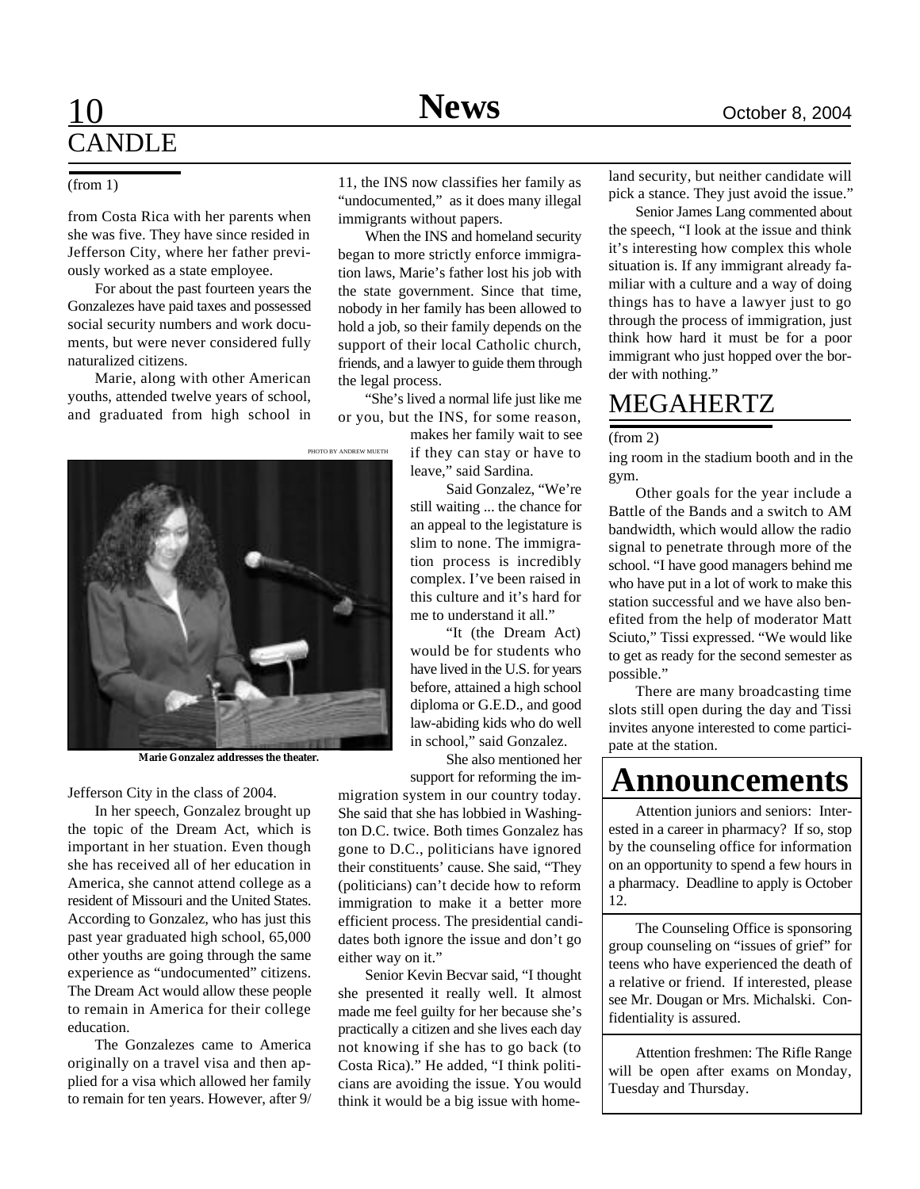# CANDLE

(from 1)

from Costa Rica with her parents when she was five. They have since resided in Jefferson City, where her father previously worked as a state employee.

For about the past fourteen years the Gonzalezes have paid taxes and possessed social security numbers and work documents, but were never considered fully naturalized citizens.

Marie, along with other American youths, attended twelve years of school, and graduated from high school in Jefferson City in the class of 2004.

PHOTO BY ANDREW MUETH

Marie Gonzalez addresses the theater.

In her speech, Gonzalez brought up the topic of the Dream Act, which is important in her stuation. Even though she has received all of her education in America, she cannot attend college as a resident of Missouri and the United States. According to Gonzalez, who has just this past year graduated high school, 65,000 other youths are going through the same experience as "undocumented" citizens. The Dream Act would allow these people to remain in America for their college education.

The Gonzalezes came to America originally on a travel visa and then applied for a visa which allowed her family to remain for ten years. However, after 9/11, the INS now classifies her family as "undocumented," as it does many illegal immigrants without papers.

When the INS and homeland security began to more strictly enforce immigration laws, Marie's father lost his job with the state government. Since that time, nobody in her family has been allowed to hold a job, so their family depends on the support of their local Catholic church, friends, and a lawyer to guide them through the legal process.

"She's lived a normal life just like me or you, but the INS, for some reason, makes her family wait to see if they can stay or have to leave," said Sardina.

Said Gonzalez, "We're still waiting ... the chance for an appeal to the legistature is slim to none. The immigration process is incredibly complex. I've been raised in this culture and it's hard for me to understand it all."

"It (the Dream Act) would be for students who have lived in the U.S. for years before, attained a high school diploma or G.E.D., and good law-abiding kids who do well in school," said Gonzalez.

She also mentioned her support for reforming the immigration system in our country today. She said that she has lobbied in Washington D.C. twice. Both times Gonzalez has gone to D.C., politicians have ignored their constituents' cause. She said, "They (politicians) can't decide how to reform immigration to make it a better more efficient process. The presidential candidates both ignore the issue and don't go either way on it."

Senior Kevin Becvar said, "I thought she presented it really well. It almost made me feel guilty for her because she's practically a citizen and she lives each day not knowing if she has to go back (to Costa Rica)." He added, "I think politicians are avoiding the issue. You would think it would be a big issue with homeland security, but neither candidate will pick a stance. They just avoid the issue."

Senior James Lang commented about the speech, "I look at the issue and think it's interesting how complex this whole situation is. If any immigrant already familiar with a culture and a way of doing things has to have a lawyer just to go through the process of immigration, just think how hard it must be for a poor immigrant who just hopped over the border with nothing."

# MEGAHERTZ

(from 2)

ing room in the stadium booth and in the gym.

Other goals for the year include a Battle of the Bands and a switch to AM bandwidth, which would allow the radio signal to penetrate through more of the school. "I have good managers behind me who have put in a lot of work to make this station successful and we have also benefited from the help of moderator Matt Sciuto," Tissi expressed. "We would like to get as ready for the second semester as possible."

There are many broadcasting time slots still open during the day and Tissi invites anyone interested to come participate at the station.

# Announcements

Attention juniors and seniors: Interested in a career in pharmacy? If so, stop by the counseling office for information on an opportunity to spend a few hours in a pharmacy. Deadline to apply is October 12.

The Counseling Office is sponsoring group counseling on "issues of grief" for teens who have experienced the death of a relative or friend. If interested, please see Mr. Dougan or Mrs. Michalski. Confidentiality is assured.

Attention freshmen: The Rifle Range will be open after exams on Monday, Tuesday and Thursday.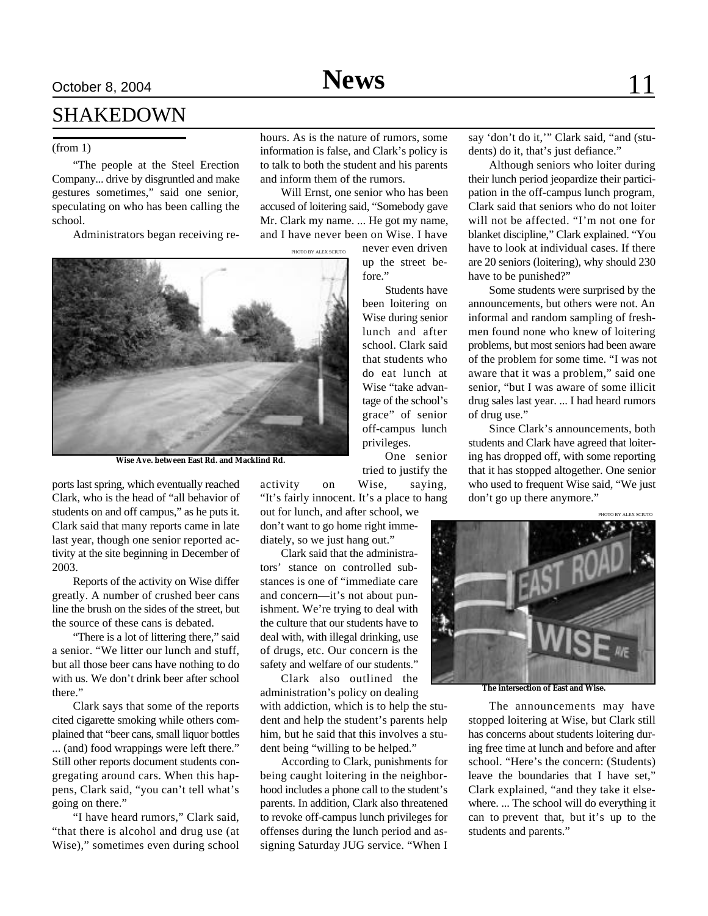# SHAKEDOWN

(from 1)

"The people at the Steel Erection Company... drive by disgruntled and make gestures sometimes," said one senior, speculating on who has been calling the school.

Administrators began receiving reports last spring, which eventually reached Clark, who is the head of "all behavior of students on and off campus," as he puts it. Clark said that many reports came in late last year, though one senior reported activity at the site beginning in December of 2003.

Reports of the activity on Wise differ greatly. A number of crushed beer cans line the brush on the sides of the street, but the source of these cans is debated.

"There is a lot of littering there," said a senior. "We litter our lunch and stuff, but all those beer cans have nothing to do with us. We don't drink beer after school there."

Clark says that some of the reports cited cigarette smoking while others complained that "beer cans, small liquor bottles ... (and) food wrappings were left there." Still other reports document students congregating around cars. When this happens, Clark said, "you can't tell what's going on there."

"I have heard rumors," Clark said, "that there is alcohol and drug use (at Wise)," sometimes even during school hours. As is the nature of rumors, some information is false, and Clark's policy is to talk to both the student and his parents and inform them of the rumors.

Will Ernst, one senior who has been accused of loitering said, "Somebody gave Mr. Clark my name. ... He got my name, and I have never been on Wise. I have never even driven up the street before."

PHOTO BY ALEX SCIUTO

Wise Ave. between East Rd. and Macklind Rd.

Students have been loitering on Wise during senior lunch and after school. Clark said that students who do eat lunch at Wise "take advantage of the school's grace" of senior off-campus lunch privileges.

One senior tried to justify the activity on Wise, saying, "It's fairly innocent. It's a place to hang out for lunch, and after school, we don't want to go home right immediately, so we just hang out."

Clark said that the administrators' stance on controlled substances is one of "immediate care and concern—it's not about punishment. We're trying to deal with the culture that our students have to deal with, with illegal drinking, use of drugs, etc. Our concern is the safety and welfare of our students."

Clark also outlined the administration's policy on dealing with addiction, which is to help the student and help the student's parents help him, but he said that this involves a student being "willing to be helped."

According to Clark, punishments for being caught loitering in the neighborhood includes a phone call to the student's parents. In addition, Clark also threatened to revoke off-campus lunch privileges for offenses during the lunch period and assigning Saturday JUG service. "When I say 'don't do it,'" Clark said, "and (students) do it, that's just defiance."

Although seniors who loiter during their lunch period jeopardize their participation in the off-campus lunch program, Clark said that seniors who do not loiter will not be affected. "I'm not one for blanket discipline," Clark explained. "You have to look at individual cases. If there are 20 seniors (loitering), why should 230 have to be punished?"

Some students were surprised by the announcements, but others were not. An informal and random sampling of freshmen found none who knew of loitering problems, but most seniors had been aware of the problem for some time. "I was not aware that it was a problem," said one senior, "but I was aware of some illicit drug sales last year. ... I had heard rumors of drug use."

Since Clark's announcements, both students and Clark have agreed that loitering has dropped off, with some reporting that it has stopped altogether. One senior who used to frequent Wise said, "We just don't go up there anymore."

PHOTO BY ALEX SCIUTO

The intersection of East and Wise.

The announcements may have stopped loitering at Wise, but Clark still has concerns about students loitering during free time at lunch and before and after school. "Here's the concern: (Students) leave the boundaries that I have set," Clark explained, "and they take it elsewhere. ... The school will do everything it can to prevent that, but it's up to the students and parents."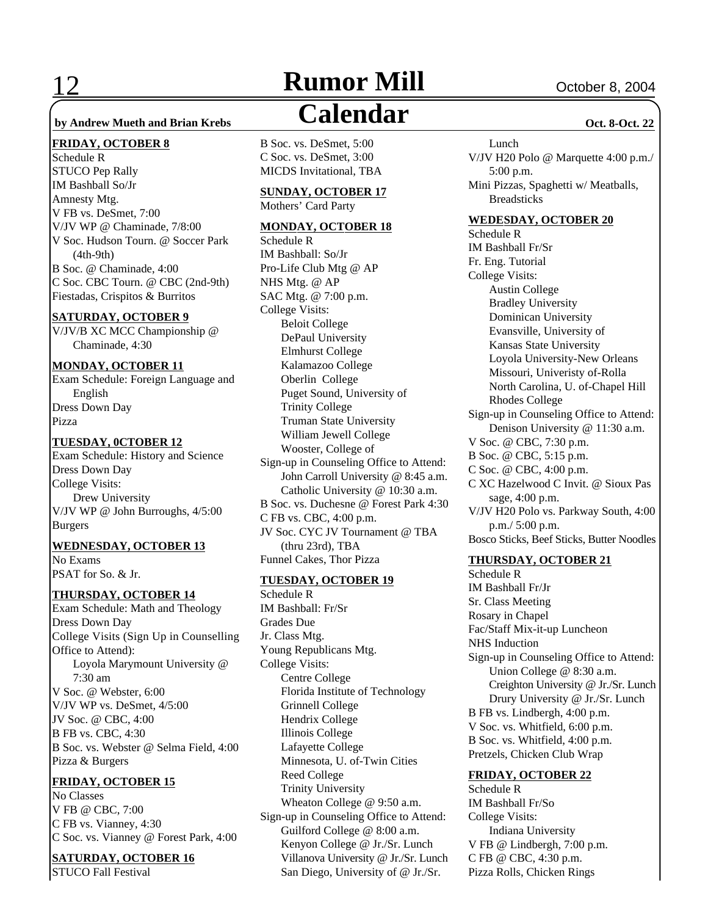# Calendar

**by Andrew Mueth and Brian Krebs**

**Oct. 8-Oct. 22**

**FRIDAY, OCTOBER 8**
Schedule R
STUCO Pep Rally
IM Bashball So/Jr
Amnesty Mtg.
V FB vs. DeSmet, 7:00
V/JV WP @ Chaminade, 7/8:00
V Soc. Hudson Tourn. @ Soccer Park (4th-9th)
B Soc. @ Chaminade, 4:00
C Soc. CBC Tourn. @ CBC (2nd-9th)
Fiestadas, Crispitos & Burritos

**SATURDAY, OCTOBER 9**
V/JV/B XC MCC Championship @ Chaminade, 4:30

**MONDAY, OCTOBER 11**
Exam Schedule: Foreign Language and English
Dress Down Day
Pizza

**TUESDAY, 0CTOBER 12**
Exam Schedule: History and Science
Dress Down Day
College Visits:
- Drew University

V/JV WP @ John Burroughs, 4/5:00
Burgers

**WEDNESDAY, OCTOBER 13**
No Exams
PSAT for So. & Jr.

**THURSDAY, OCTOBER 14**
Exam Schedule: Math and Theology
Dress Down Day
College Visits (Sign Up in Counselling Office to Attend):
- Loyola Marymount University @ 7:30 am

V Soc. @ Webster, 6:00
V/JV WP vs. DeSmet, 4/5:00
JV Soc. @ CBC, 4:00
B FB vs. CBC, 4:30
B Soc. vs. Webster @ Selma Field, 4:00
Pizza & Burgers

**FRIDAY, OCTOBER 15**
No Classes
V FB @ CBC, 7:00
C FB vs. Vianney, 4:30
C Soc. vs. Vianney @ Forest Park, 4:00

**SATURDAY, OCTOBER 16**
STUCO Fall Festival
B Soc. vs. DeSmet, 5:00
C Soc. vs. DeSmet, 3:00
MICDS Invitational, TBA

**SUNDAY, OCTOBER 17**
Mothers' Card Party

**MONDAY, OCTOBER 18**
Schedule R
IM Bashball: So/Jr
Pro-Life Club Mtg @ AP
NHS Mtg. @ AP
SAC Mtg. @ 7:00 p.m.
College Visits:
- Beloit College
- DePaul University
- Elmhurst College
- Kalamazoo College
- Oberlin College
- Puget Sound, University of
- Trinity College
- Truman State University
- William Jewell College
- Wooster, College of

Sign-up in Counseling Office to Attend:
- John Carroll University @ 8:45 a.m.
- Catholic University @ 10:30 a.m.

B Soc. vs. Duchesne @ Forest Park 4:30
C FB vs. CBC, 4:00 p.m.
JV Soc. CYC JV Tournament @ TBA (thru 23rd), TBA
Funnel Cakes, Thor Pizza

**TUESDAY, OCTOBER 19**
Schedule R
IM Bashball: Fr/Sr
Grades Due
Jr. Class Mtg.
Young Republicans Mtg.
College Visits:
- Centre College
- Florida Institute of Technology
- Grinnell College
- Hendrix College
- Illinois College
- Lafayette College
- Minnesota, U. of-Twin Cities
- Reed College
- Trinity University
- Wheaton College @ 9:50 a.m.

Sign-up in Counseling Office to Attend:
- Guilford College @ 8:00 a.m.
- Kenyon College @ Jr./Sr. Lunch
- Villanova University @ Jr./Sr. Lunch
- San Diego, University of @ Jr./Sr. Lunch

V/JV H20 Polo @ Marquette 4:00 p.m./ 5:00 p.m.
Mini Pizzas, Spaghetti w/ Meatballs, Breadsticks

**WEDESDAY, OCTOBER 20**
Schedule R
IM Bashball Fr/Sr
Fr. Eng. Tutorial
College Visits:
- Austin College
- Bradley University
- Dominican University
- Evansville, University of
- Kansas State University
- Loyola University-New Orleans
- Missouri, Univeristy of-Rolla
- North Carolina, U. of-Chapel Hill
- Rhodes College

Sign-up in Counseling Office to Attend:
- Denison University @ 11:30 a.m.

V Soc. @ CBC, 7:30 p.m.
B Soc. @ CBC, 5:15 p.m.
C Soc. @ CBC, 4:00 p.m.
C XC Hazelwood C Invit. @ Sioux Passage, 4:00 p.m.
V/JV H20 Polo vs. Parkway South, 4:00 p.m./ 5:00 p.m.
Bosco Sticks, Beef Sticks, Butter Noodles

**THURSDAY, OCTOBER 21**
Schedule R
IM Bashball Fr/Jr
Sr. Class Meeting
Rosary in Chapel
Fac/Staff Mix-it-up Luncheon
NHS Induction
Sign-up in Counseling Office to Attend:
- Union College @ 8:30 a.m.
- Creighton University @ Jr./Sr. Lunch
- Drury University @ Jr./Sr. Lunch

B FB vs. Lindbergh, 4:00 p.m.
V Soc. vs. Whitfield, 6:00 p.m.
B Soc. vs. Whitfield, 4:00 p.m.
Pretzels, Chicken Club Wrap

**FRIDAY, OCTOBER 22**
Schedule R
IM Bashball Fr/So
College Visits:
- Indiana University

V FB @ Lindbergh, 7:00 p.m.
C FB @ CBC, 4:30 p.m.
Pizza Rolls, Chicken Rings